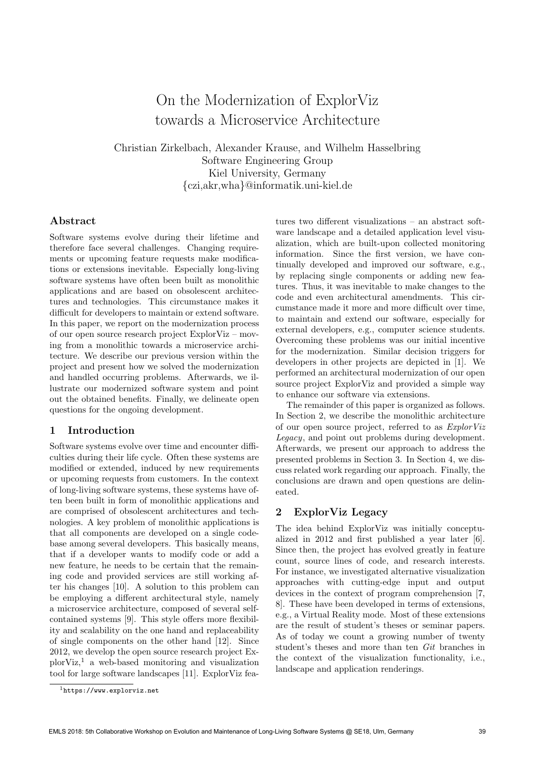# On the Modernization of ExplorViz towards a Microservice Architecture

Christian Zirkelbach, Alexander Krause, and Wilhelm Hasselbring
Software Engineering Group
Kiel University, Germany
{czi,akr,wha}@informatik.uni-kiel.de

## Abstract

Software systems evolve during their lifetime and therefore face several challenges. Changing requirements or upcoming feature requests make modifications or extensions inevitable. Especially long-living software systems have often been built as monolithic applications and are based on obsolescent architectures and technologies. This circumstance makes it difficult for developers to maintain or extend software. In this paper, we report on the modernization process of our open source research project ExplorViz – moving from a monolithic towards a microservice architecture. We describe our previous version within the project and present how we solved the modernization and handled occurring problems. Afterwards, we illustrate our modernized software system and point out the obtained benefits. Finally, we delineate open questions for the ongoing development.

## 1 Introduction

Software systems evolve over time and encounter difficulties during their life cycle. Often these systems are modified or extended, induced by new requirements or upcoming requests from customers. In the context of long-living software systems, these systems have often been built in form of monolithic applications and are comprised of obsolescent architectures and technologies. A key problem of monolithic applications is that all components are developed on a single codebase among several developers. This basically means, that if a developer wants to modify code or add a new feature, he needs to be certain that the remaining code and provided services are still working after his changes [10]. A solution to this problem can be employing a different architectural style, namely a microservice architecture, composed of several self-contained systems [9]. This style offers more flexibility and scalability on the one hand and replaceability of single components on the other hand [12]. Since 2012, we develop the open source research project ExplorViz,[1] a web-based monitoring and visualization tool for large software landscapes [11]. ExplorViz features two different visualizations – an abstract software landscape and a detailed application level visualization, which are built-upon collected monitoring information. Since the first version, we have continually developed and improved our software, e.g., by replacing single components or adding new features. Thus, it was inevitable to make changes to the code and even architectural amendments. This circumstance made it more and more difficult over time, to maintain and extend our software, especially for external developers, e.g., computer science students. Overcoming these problems was our initial incentive for the modernization. Similar decision triggers for developers in other projects are depicted in [1]. We performed an architectural modernization of our open source project ExplorViz and provided a simple way to enhance our software via extensions.

The remainder of this paper is organized as follows. In Section 2, we describe the monolithic architecture of our open source project, referred to as *ExplorViz Legacy*, and point out problems during development. Afterwards, we present our approach to address the presented problems in Section 3. In Section 4, we discuss related work regarding our approach. Finally, the conclusions are drawn and open questions are delineated.

## 2 ExplorViz Legacy

The idea behind ExplorViz was initially conceptualized in 2012 and first published a year later [6]. Since then, the project has evolved greatly in feature count, source lines of code, and research interests. For instance, we investigated alternative visualization approaches with cutting-edge input and output devices in the context of program comprehension [7, 8]. These have been developed in terms of extensions, e.g., a Virtual Reality mode. Most of these extensions are the result of student's theses or seminar papers. As of today we count a growing number of twenty student's theses and more than ten *Git* branches in the context of the visualization functionality, i.e., landscape and application renderings.

[1] https://www.explorviz.net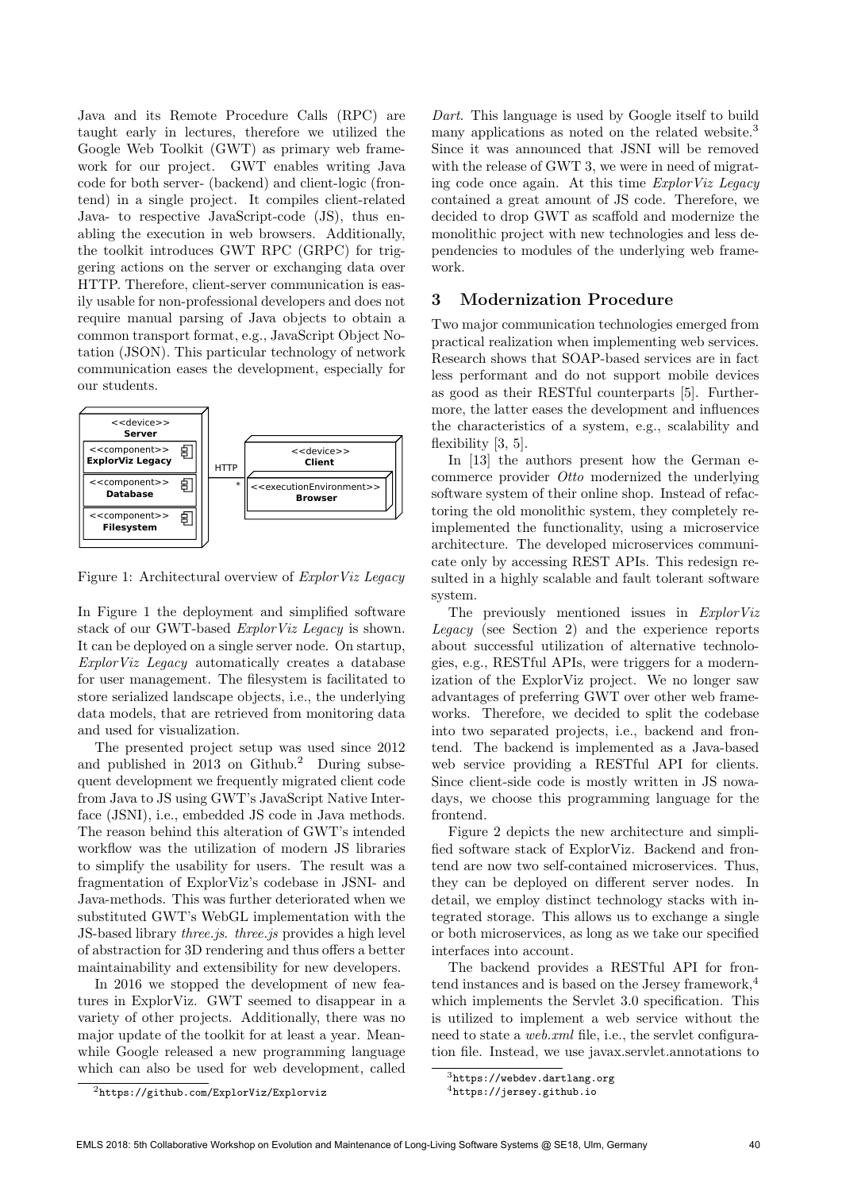Java and its Remote Procedure Calls (RPC) are taught early in lectures, therefore we utilized the Google Web Toolkit (GWT) as primary web framework for our project. GWT enables writing Java code for both server- (backend) and client-logic (frontend) in a single project. It compiles client-related Java- to respective JavaScript-code (JS), thus enabling the execution in web browsers. Additionally, the toolkit introduces GWT RPC (GRPC) for triggering actions on the server or exchanging data over HTTP. Therefore, client-server communication is easily usable for non-professional developers and does not require manual parsing of Java objects to obtain a common transport format, e.g., JavaScript Object Notation (JSON). This particular technology of network communication eases the development, especially for our students.

Figure 1: Architectural overview of *ExplorViz Legacy*

In Figure 1 the deployment and simplified software stack of our GWT-based *ExplorViz Legacy* is shown. It can be deployed on a single server node. On startup, *ExplorViz Legacy* automatically creates a database for user management. The filesystem is facilitated to store serialized landscape objects, i.e., the underlying data models, that are retrieved from monitoring data and used for visualization.

The presented project setup was used since 2012 and published in 2013 on Github.[2] During subsequent development we frequently migrated client code from Java to JS using GWT's JavaScript Native Interface (JSNI), i.e., embedded JS code in Java methods. The reason behind this alteration of GWT's intended workflow was the utilization of modern JS libraries to simplify the usability for users. The result was a fragmentation of ExplorViz's codebase in JSNI- and Java-methods. This was further deteriorated when we substituted GWT's WebGL implementation with the JS-based library *three.js*. *three.js* provides a high level of abstraction for 3D rendering and thus offers a better maintainability and extensibility for new developers.

In 2016 we stopped the development of new features in ExplorViz. GWT seemed to disappear in a variety of other projects. Additionally, there was no major update of the toolkit for at least a year. Meanwhile Google released a new programming language which can also be used for web development, called *Dart*. This language is used by Google itself to build many applications as noted on the related website.[3] Since it was announced that JSNI will be removed with the release of GWT 3, we were in need of migrating code once again. At this time *ExplorViz Legacy* contained a great amount of JS code. Therefore, we decided to drop GWT as scaffold and modernize the monolithic project with new technologies and less dependencies to modules of the underlying web framework.

## 3 Modernization Procedure

Two major communication technologies emerged from practical realization when implementing web services. Research shows that SOAP-based services are in fact less performant and do not support mobile devices as good as their RESTful counterparts [5]. Furthermore, the latter eases the development and influences the characteristics of a system, e.g., scalability and flexibility [3, 5].

In [13] the authors present how the German e-commerce provider *Otto* modernized the underlying software system of their online shop. Instead of refactoring the old monolithic system, they completely re-implemented the functionality, using a microservice architecture. The developed microservices communicate only by accessing REST APIs. This redesign resulted in a highly scalable and fault tolerant software system.

The previously mentioned issues in *ExplorViz Legacy* (see Section 2) and the experience reports about successful utilization of alternative technologies, e.g., RESTful APIs, were triggers for a modernization of the ExplorViz project. We no longer saw advantages of preferring GWT over other web frameworks. Therefore, we decided to split the codebase into two separated projects, i.e., backend and frontend. The backend is implemented as a Java-based web service providing a RESTful API for clients. Since client-side code is mostly written in JS nowadays, we choose this programming language for the frontend.

Figure 2 depicts the new architecture and simplified software stack of ExplorViz. Backend and frontend are now two self-contained microservices. Thus, they can be deployed on different server nodes. In detail, we employ distinct technology stacks with integrated storage. This allows us to exchange a single or both microservices, as long as we take our specified interfaces into account.

The backend provides a RESTful API for frontend instances and is based on the Jersey framework,[4] which implements the Servlet 3.0 specification. This is utilized to implement a web service without the need to state a *web.xml* file, i.e., the servlet configuration file. Instead, we use javax.servlet.annotations to

[2] https://github.com/ExplorViz/Explorviz

[3] https://webdev.dartlang.org

[4] https://jersey.github.io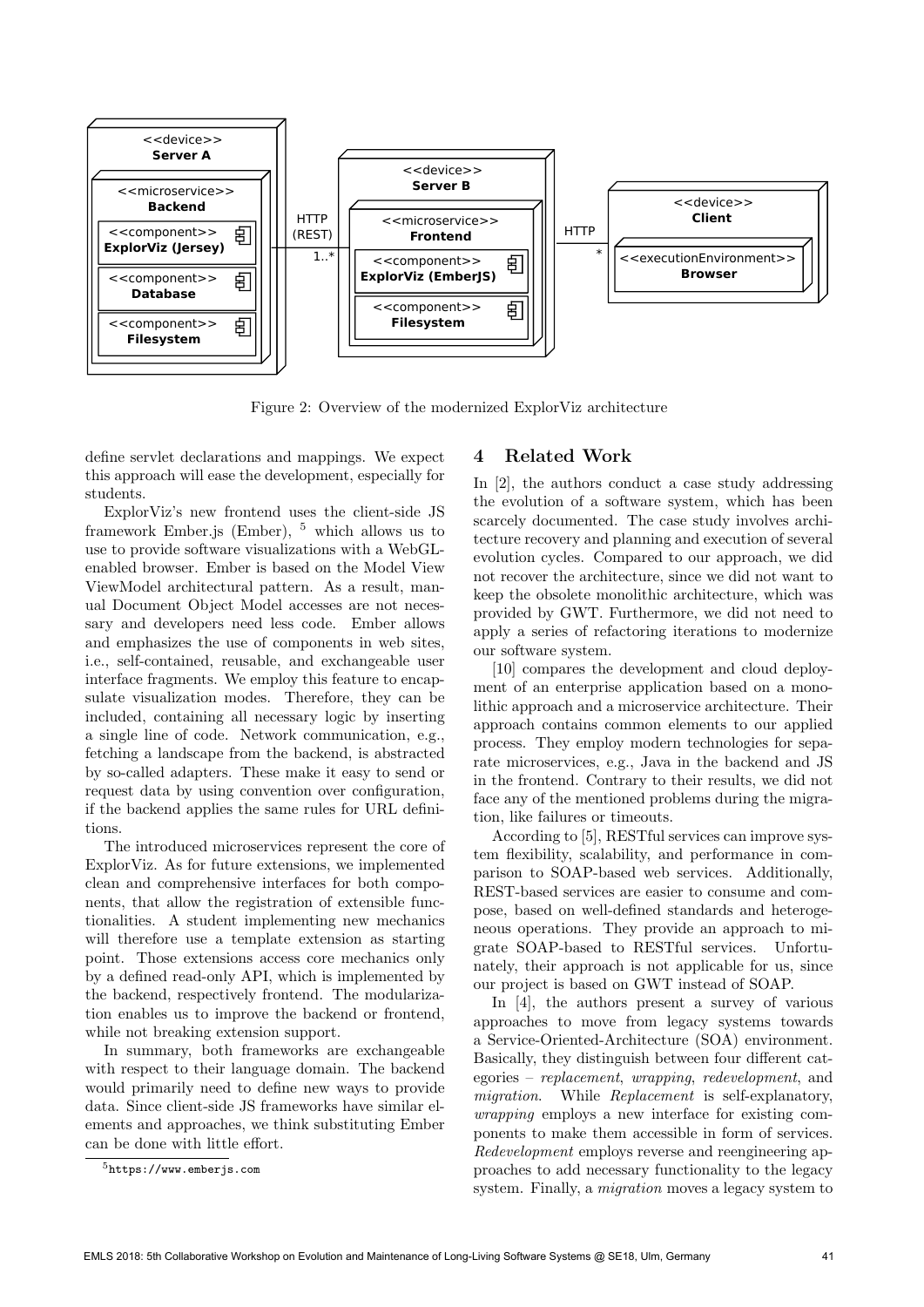Figure 2: Overview of the modernized ExplorViz architecture

define servlet declarations and mappings. We expect this approach will ease the development, especially for students.

ExplorViz's new frontend uses the client-side JS framework Ember.js (Ember), [5] which allows us to use to provide software visualizations with a WebGL-enabled browser. Ember is based on the Model View ViewModel architectural pattern. As a result, manual Document Object Model accesses are not necessary and developers need less code. Ember allows and emphasizes the use of components in web sites, i.e., self-contained, reusable, and exchangeable user interface fragments. We employ this feature to encapsulate visualization modes. Therefore, they can be included, containing all necessary logic by inserting a single line of code. Network communication, e.g., fetching a landscape from the backend, is abstracted by so-called adapters. These make it easy to send or request data by using convention over configuration, if the backend applies the same rules for URL definitions.

The introduced microservices represent the core of ExplorViz. As for future extensions, we implemented clean and comprehensive interfaces for both components, that allow the registration of extensible functionalities. A student implementing new mechanics will therefore use a template extension as starting point. Those extensions access core mechanics only by a defined read-only API, which is implemented by the backend, respectively frontend. The modularization enables us to improve the backend or frontend, while not breaking extension support.

In summary, both frameworks are exchangeable with respect to their language domain. The backend would primarily need to define new ways to provide data. Since client-side JS frameworks have similar elements and approaches, we think substituting Ember can be done with little effort.

[5] https://www.emberjs.com

## 4 Related Work

In [2], the authors conduct a case study addressing the evolution of a software system, which has been scarcely documented. The case study involves architecture recovery and planning and execution of several evolution cycles. Compared to our approach, we did not recover the architecture, since we did not want to keep the obsolete monolithic architecture, which was provided by GWT. Furthermore, we did not need to apply a series of refactoring iterations to modernize our software system.

[10] compares the development and cloud deployment of an enterprise application based on a monolithic approach and a microservice architecture. Their approach contains common elements to our applied process. They employ modern technologies for separate microservices, e.g., Java in the backend and JS in the frontend. Contrary to their results, we did not face any of the mentioned problems during the migration, like failures or timeouts.

According to [5], RESTful services can improve system flexibility, scalability, and performance in comparison to SOAP-based web services. Additionally, REST-based services are easier to consume and compose, based on well-defined standards and heterogeneous operations. They provide an approach to migrate SOAP-based to RESTful services. Unfortunately, their approach is not applicable for us, since our project is based on GWT instead of SOAP.

In [4], the authors present a survey of various approaches to move from legacy systems towards a Service-Oriented-Architecture (SOA) environment. Basically, they distinguish between four different categories – *replacement*, *wrapping*, *redevelopment*, and *migration*. While *Replacement* is self-explanatory, *wrapping* employs a new interface for existing components to make them accessible in form of services. *Redevelopment* employs reverse and reengineering approaches to add necessary functionality to the legacy system. Finally, a *migration* moves a legacy system to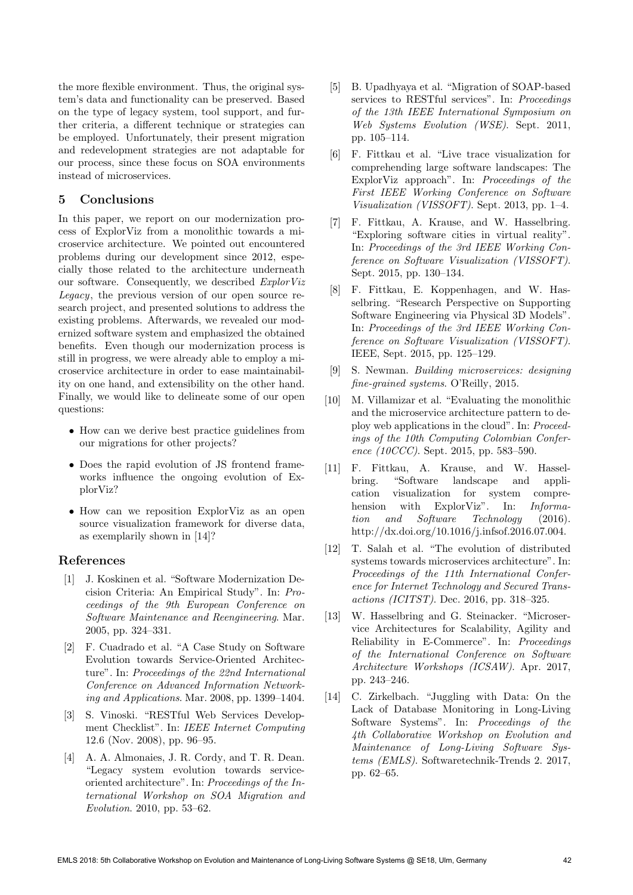the more flexible environment. Thus, the original system's data and functionality can be preserved. Based on the type of legacy system, tool support, and further criteria, a different technique or strategies can be employed. Unfortunately, their present migration and redevelopment strategies are not adaptable for our process, since these focus on SOA environments instead of microservices.

## 5 Conclusions

In this paper, we report on our modernization process of ExplorViz from a monolithic towards a microservice architecture. We pointed out encountered problems during our development since 2012, especially those related to the architecture underneath our software. Consequently, we described *ExplorViz Legacy*, the previous version of our open source research project, and presented solutions to address the existing problems. Afterwards, we revealed our modernized software system and emphasized the obtained benefits. Even though our modernization process is still in progress, we were already able to employ a microservice architecture in order to ease maintainability on one hand, and extensibility on the other hand. Finally, we would like to delineate some of our open questions:

- How can we derive best practice guidelines from our migrations for other projects?
- Does the rapid evolution of JS frontend frameworks influence the ongoing evolution of ExplorViz?
- How can we reposition ExplorViz as an open source visualization framework for diverse data, as exemplarily shown in [14]?

## References

[1] J. Koskinen et al. "Software Modernization Decision Criteria: An Empirical Study". In: *Proceedings of the 9th European Conference on Software Maintenance and Reengineering*. Mar. 2005, pp. 324–331.

[2] F. Cuadrado et al. "A Case Study on Software Evolution towards Service-Oriented Architecture". In: *Proceedings of the 22nd International Conference on Advanced Information Networking and Applications*. Mar. 2008, pp. 1399–1404.

[3] S. Vinoski. "RESTful Web Services Development Checklist". In: *IEEE Internet Computing* 12.6 (Nov. 2008), pp. 96–95.

[4] A. A. Almonaies, J. R. Cordy, and T. R. Dean. "Legacy system evolution towards service-oriented architecture". In: *Proceedings of the International Workshop on SOA Migration and Evolution*. 2010, pp. 53–62.

[5] B. Upadhyaya et al. "Migration of SOAP-based services to RESTful services". In: *Proceedings of the 13th IEEE International Symposium on Web Systems Evolution (WSE)*. Sept. 2011, pp. 105–114.

[6] F. Fittkau et al. "Live trace visualization for comprehending large software landscapes: The ExplorViz approach". In: *Proceedings of the First IEEE Working Conference on Software Visualization (VISSOFT)*. Sept. 2013, pp. 1–4.

[7] F. Fittkau, A. Krause, and W. Hasselbring. "Exploring software cities in virtual reality". In: *Proceedings of the 3rd IEEE Working Conference on Software Visualization (VISSOFT)*. Sept. 2015, pp. 130–134.

[8] F. Fittkau, E. Koppenhagen, and W. Hasselbring. "Research Perspective on Supporting Software Engineering via Physical 3D Models". In: *Proceedings of the 3rd IEEE Working Conference on Software Visualization (VISSOFT)*. IEEE, Sept. 2015, pp. 125–129.

[9] S. Newman. *Building microservices: designing fine-grained systems*. O'Reilly, 2015.

[10] M. Villamizar et al. "Evaluating the monolithic and the microservice architecture pattern to deploy web applications in the cloud". In: *Proceedings of the 10th Computing Colombian Conference (10CCC)*. Sept. 2015, pp. 583–590.

[11] F. Fittkau, A. Krause, and W. Hasselbring. "Software landscape and application visualization for system comprehension with ExplorViz". In: *Information and Software Technology* (2016). http://dx.doi.org/10.1016/j.infsof.2016.07.004.

[12] T. Salah et al. "The evolution of distributed systems towards microservices architecture". In: *Proceedings of the 11th International Conference for Internet Technology and Secured Transactions (ICITST)*. Dec. 2016, pp. 318–325.

[13] W. Hasselbring and G. Steinacker. "Microservice Architectures for Scalability, Agility and Reliability in E-Commerce". In: *Proceedings of the International Conference on Software Architecture Workshops (ICSAW)*. Apr. 2017, pp. 243–246.

[14] C. Zirkelbach. "Juggling with Data: On the Lack of Database Monitoring in Long-Living Software Systems". In: *Proceedings of the 4th Collaborative Workshop on Evolution and Maintenance of Long-Living Software Systems (EMLS)*. Softwaretechnik-Trends 2. 2017, pp. 62–65.